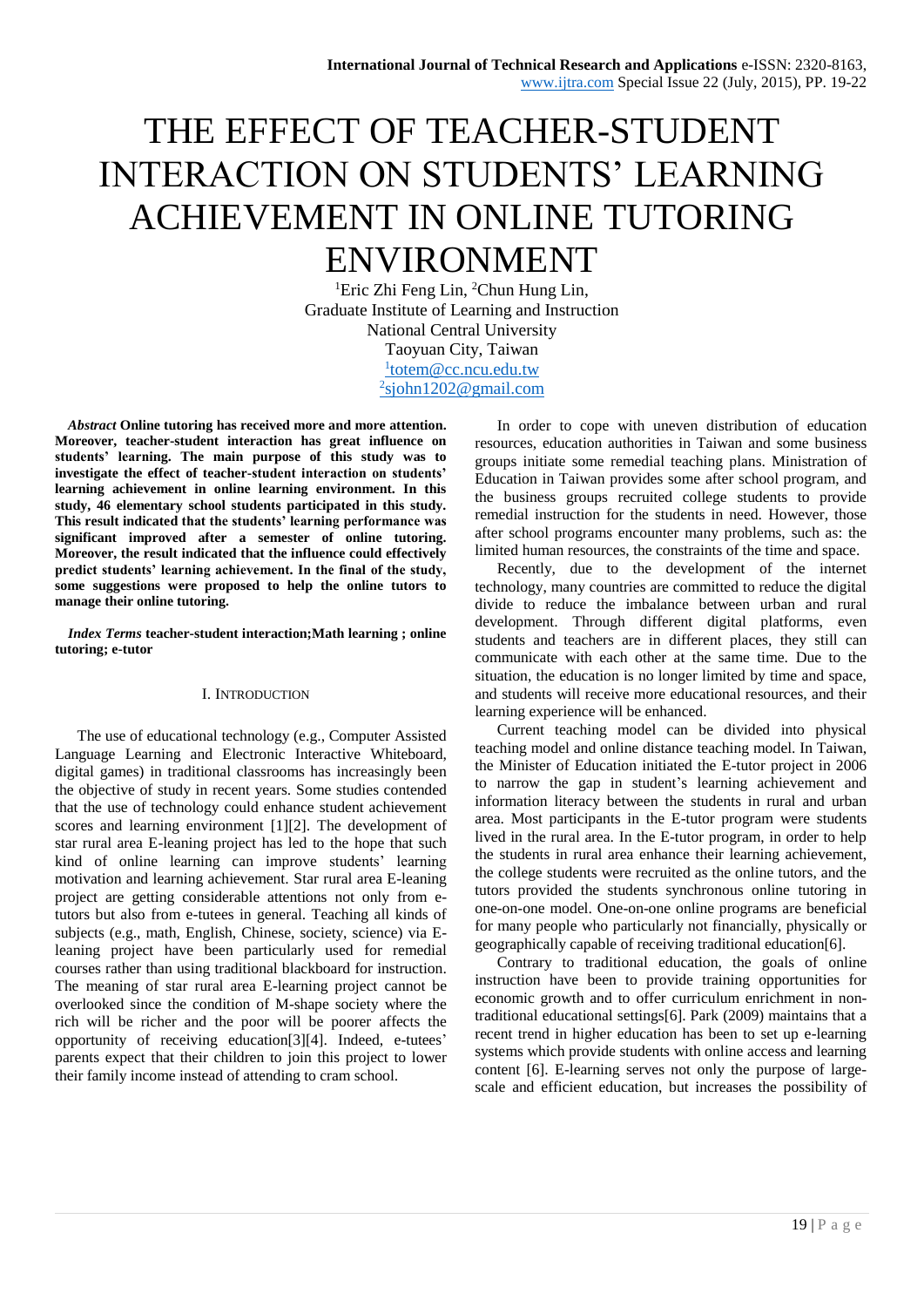# THE EFFECT OF TEACHER-STUDENT INTERACTION ON STUDENTS' LEARNING ACHIEVEMENT IN ONLINE TUTORING ENVIRONMENT

[1]Eric Zhi Feng Lin, [2]Chun Hung Lin,
Graduate Institute of Learning and Instruction
National Central University
Taoyuan City, Taiwan
[1]totem@cc.ncu.edu.tw
[2]sjohn1202@gmail.com

***Abstract*** **Online tutoring has received more and more attention. Moreover, teacher-student interaction has great influence on students' learning. The main purpose of this study was to investigate the effect of teacher-student interaction on students' learning achievement in online learning environment. In this study, 46 elementary school students participated in this study. This result indicated that the students' learning performance was significant improved after a semester of online tutoring. Moreover, the result indicated that the influence could effectively predict students' learning achievement. In the final of the study, some suggestions were proposed to help the online tutors to manage their online tutoring.**

***Index Terms*** **teacher-student interaction;Math learning ; online tutoring; e-tutor**

## I. INTRODUCTION

The use of educational technology (e.g., Computer Assisted Language Learning and Electronic Interactive Whiteboard, digital games) in traditional classrooms has increasingly been the objective of study in recent years. Some studies contended that the use of technology could enhance student achievement scores and learning environment [1][2]. The development of star rural area E-leaning project has led to the hope that such kind of online learning can improve students' learning motivation and learning achievement. Star rural area E-leaning project are getting considerable attentions not only from e-tutors but also from e-tutees in general. Teaching all kinds of subjects (e.g., math, English, Chinese, society, science) via E-leaning project have been particularly used for remedial courses rather than using traditional blackboard for instruction. The meaning of star rural area E-learning project cannot be overlooked since the condition of M-shape society where the rich will be richer and the poor will be poorer affects the opportunity of receiving education[3][4]. Indeed, e-tutees' parents expect that their children to join this project to lower their family income instead of attending to cram school.

In order to cope with uneven distribution of education resources, education authorities in Taiwan and some business groups initiate some remedial teaching plans. Ministration of Education in Taiwan provides some after school program, and the business groups recruited college students to provide remedial instruction for the students in need. However, those after school programs encounter many problems, such as: the limited human resources, the constraints of the time and space.

Recently, due to the development of the internet technology, many countries are committed to reduce the digital divide to reduce the imbalance between urban and rural development. Through different digital platforms, even students and teachers are in different places, they still can communicate with each other at the same time. Due to the situation, the education is no longer limited by time and space, and students will receive more educational resources, and their learning experience will be enhanced.

Current teaching model can be divided into physical teaching model and online distance teaching model. In Taiwan, the Minister of Education initiated the E-tutor project in 2006 to narrow the gap in student's learning achievement and information literacy between the students in rural and urban area. Most participants in the E-tutor program were students lived in the rural area. In the E-tutor program, in order to help the students in rural area enhance their learning achievement, the college students were recruited as the online tutors, and the tutors provided the students synchronous online tutoring in one-on-one model. One-on-one online programs are beneficial for many people who particularly not financially, physically or geographically capable of receiving traditional education[6].

Contrary to traditional education, the goals of online instruction have been to provide training opportunities for economic growth and to offer curriculum enrichment in non-traditional educational settings[6]. Park (2009) maintains that a recent trend in higher education has been to set up e-learning systems which provide students with online access and learning content [6]. E-learning serves not only the purpose of large-scale and efficient education, but increases the possibility of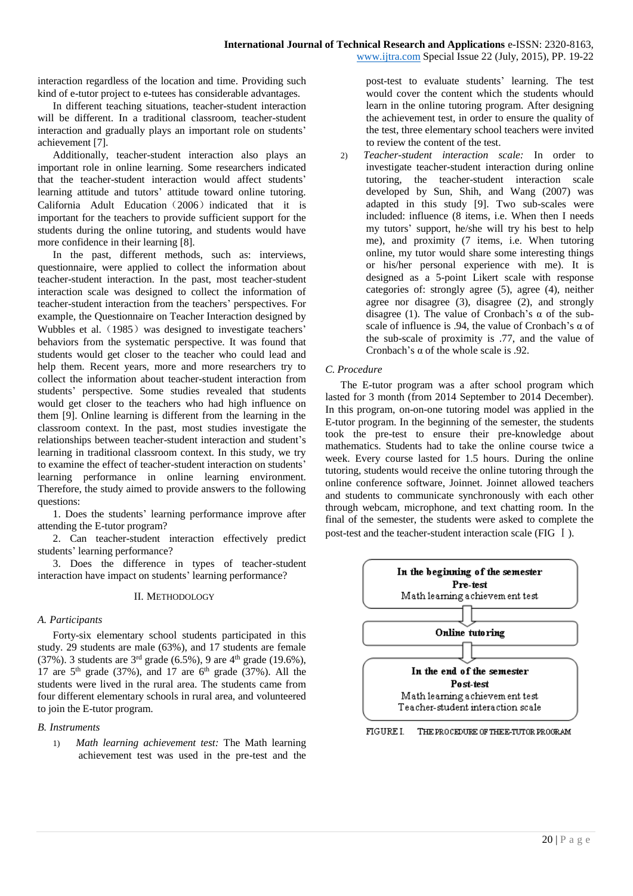interaction regardless of the location and time. Providing such kind of e-tutor project to e-tutees has considerable advantages.

In different teaching situations, teacher-student interaction will be different. In a traditional classroom, teacher-student interaction and gradually plays an important role on students' achievement [7].

Additionally, teacher-student interaction also plays an important role in online learning. Some researchers indicated that the teacher-student interaction would affect students' learning attitude and tutors' attitude toward online tutoring. California Adult Education（2006）indicated that it is important for the teachers to provide sufficient support for the students during the online tutoring, and students would have more confidence in their learning [8].

In the past, different methods, such as: interviews, questionnaire, were applied to collect the information about teacher-student interaction. In the past, most teacher-student interaction scale was designed to collect the information of teacher-student interaction from the teachers' perspectives. For example, the Questionnaire on Teacher Interaction designed by Wubbles et al.（1985）was designed to investigate teachers' behaviors from the systematic perspective. It was found that students would get closer to the teacher who could lead and help them. Recent years, more and more researchers try to collect the information about teacher-student interaction from students' perspective. Some studies revealed that students would get closer to the teachers who had high influence on them [9]. Online learning is different from the learning in the classroom context. In the past, most studies investigate the relationships between teacher-student interaction and student's learning in traditional classroom context. In this study, we try to examine the effect of teacher-student interaction on students' learning performance in online learning environment. Therefore, the study aimed to provide answers to the following questions:

1. Does the students' learning performance improve after attending the E-tutor program?

2. Can teacher-student interaction effectively predict students' learning performance?

3. Does the difference in types of teacher-student interaction have impact on students' learning performance?

## II. Methodology

### A. Participants

Forty-six elementary school students participated in this study. 29 students are male (63%), and 17 students are female (37%). 3 students are 3rd grade (6.5%), 9 are 4th grade (19.6%), 17 are 5th grade (37%), and 17 are 6th grade (37%). All the students were lived in the rural area. The students came from four different elementary schools in rural area, and volunteered to join the E-tutor program.

### B. Instruments

1) *Math learning achievement test:* The Math learning achievement test was used in the pre-test and the post-test to evaluate students' learning. The test would cover the content which the students whould learn in the online tutoring program. After designing the achievement test, in order to ensure the quality of the test, three elementary school teachers were invited to review the content of the test.

2) *Teacher-student interaction scale:* In order to investigate teacher-student interaction during online tutoring, the teacher-student interaction scale developed by Sun, Shih, and Wang (2007) was adapted in this study [9]. Two sub-scales were included: influence (8 items, i.e. When then I needs my tutors' support, he/she will try his best to help me), and proximity (7 items, i.e. When tutoring online, my tutor would share some interesting things or his/her personal experience with me). It is designed as a 5-point Likert scale with response categories of: strongly agree (5), agree (4), neither agree nor disagree (3), disagree (2), and strongly disagree (1). The value of Cronbach's α of the sub-scale of influence is .94, the value of Cronbach's α of the sub-scale of proximity is .77, and the value of Cronbach's α of the whole scale is .92.

### C. Procedure

The E-tutor program was a after school program which lasted for 3 month (from 2014 September to 2014 December). In this program, on-on-one tutoring model was applied in the E-tutor program. In the beginning of the semester, the students took the pre-test to ensure their pre-knowledge about mathematics. Students had to take the online course twice a week. Every course lasted for 1.5 hours. During the online tutoring, students would receive the online tutoring through the online conference software, Joinnet. Joinnet allowed teachers and students to communicate synchronously with each other through webcam, microphone, and text chatting room. In the final of the semester, the students were asked to complete the post-test and the teacher-student interaction scale (FIG Ⅰ).

**In the beginning of the semester**
**Pre-test**
Math learning achievement test

↓

**Online tutoring**

↓

**In the end of the semester**
**Post-test**
Math learning achievement test
Teacher-student interaction scale

FIGURE I. THE PROCEDURE OF THE E-TUTOR PROGRAM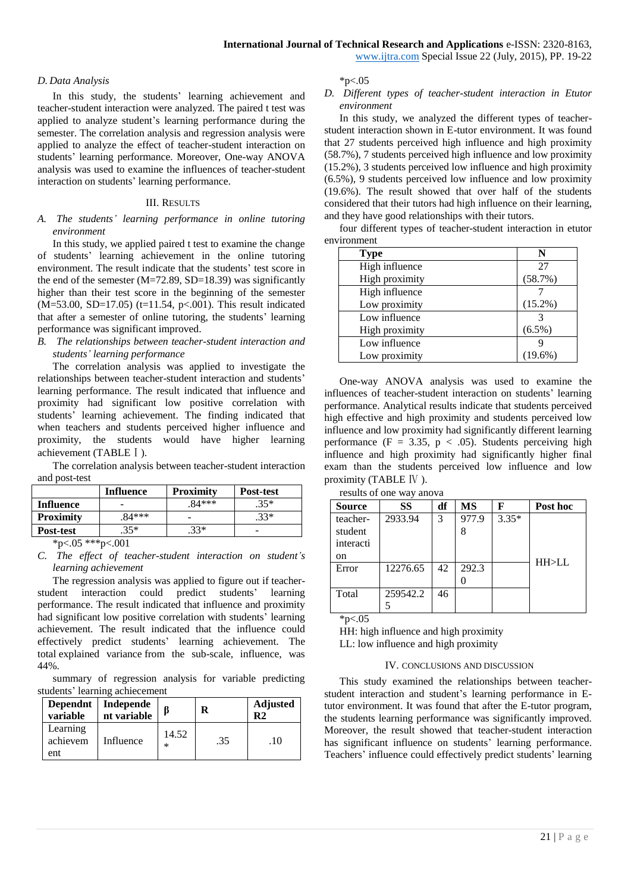### D. Data Analysis

In this study, the students' learning achievement and teacher-student interaction were analyzed. The paired t test was applied to analyze student's learning performance during the semester. The correlation analysis and regression analysis were applied to analyze the effect of teacher-student interaction on students' learning performance. Moreover, One-way ANOVA analysis was used to examine the influences of teacher-student interaction on students' learning performance.

## III. RESULTS

### A. The students' learning performance in online tutoring environment

In this study, we applied paired t test to examine the change of students' learning achievement in the online tutoring environment. The result indicate that the students' test score in the end of the semester (M=72.89, SD=18.39) was significantly higher than their test score in the beginning of the semester (M=53.00, SD=17.05) (t=11.54, $p<.001$). This result indicated that after a semester of online tutoring, the students' learning performance was significant improved.

### B. The relationships between teacher-student interaction and students' learning performance

The correlation analysis was applied to investigate the relationships between teacher-student interaction and students' learning performance. The result indicated that influence and proximity had significant low positive correlation with students' learning achievement. The finding indicated that when teachers and students perceived higher influence and proximity, the students would have higher learning achievement (TABLE Ⅰ).

The correlation analysis between teacher-student interaction and post-test

| | Influence | Proximity | Post-test |
|---|---|---|---|
| **Influence** | - | .84*** | .35* |
| **Proximity** | .84*** | - | .33* |
| **Post-test** | .35* | .33* | - |

*p<.05 ***p<.001

### C. The effect of teacher-student interaction on student's learning achievement

The regression analysis was applied to figure out if teacher-student interaction could predict students' learning performance. The result indicated that influence and proximity had significant low positive correlation with students' learning achievement. The result indicated that the influence could effectively predict students' learning achievement. The total explained variance from the sub-scale, influence, was 44%.

summary of regression analysis for variable predicting students' learning achiecement

| Dependnt variable | Independent variable | β | R | Adjusted R2 |
|---|---|---|---|---|
| Learning achievement | Influence | 14.52* | .35 | .10 |

*p<.05

### D. Different types of teacher-student interaction in Etutor environment

In this study, we analyzed the different types of teacher-student interaction shown in E-tutor environment. It was found that 27 students perceived high influence and high proximity (58.7%), 7 students perceived high influence and low proximity (15.2%), 3 students perceived low influence and high proximity (6.5%), 9 students perceived low influence and low proximity (19.6%). The result showed that over half of the students considered that their tutors had high influence on their learning, and they have good relationships with their tutors.

four different types of teacher-student interaction in etutor environment

| Type | N |
|---|---|
| High influence High proximity | 27 (58.7%) |
| High influence Low proximity | 7 (15.2%) |
| Low influence High proximity | 3 (6.5%) |
| Low influence Low proximity | 9 (19.6%) |

One-way ANOVA analysis was used to examine the influences of teacher-student interaction on students' learning performance. Analytical results indicate that students perceived high effective and high proximity and students perceived low influence and low proximity had significantly different learning performance ($F = 3.35$, $p < .05$). Students perceiving high influence and high proximity had significantly higher final exam than the students perceived low influence and low proximity (TABLE Ⅳ).

results of one way anova

| Source | SS | df | MS | F | Post hoc |
|---|---|---|---|---|---|
| teacher-student interaction | 2933.94 | 3 | 977.98 | 3.35* | HH>LL |
| Error | 12276.65 | 42 | 292.30 | | |
| Total | 259542.25 | 46 | | | |

*p<.05

HH: high influence and high proximity

LL: low influence and high proximity

## IV. CONCLUSIONS AND DISCUSSION

This study examined the relationships between teacher-student interaction and student's learning performance in E-tutor environment. It was found that after the E-tutor program, the students learning performance was significantly improved. Moreover, the result showed that teacher-student interaction has significant influence on students' learning performance. Teachers' influence could effectively predict students' learning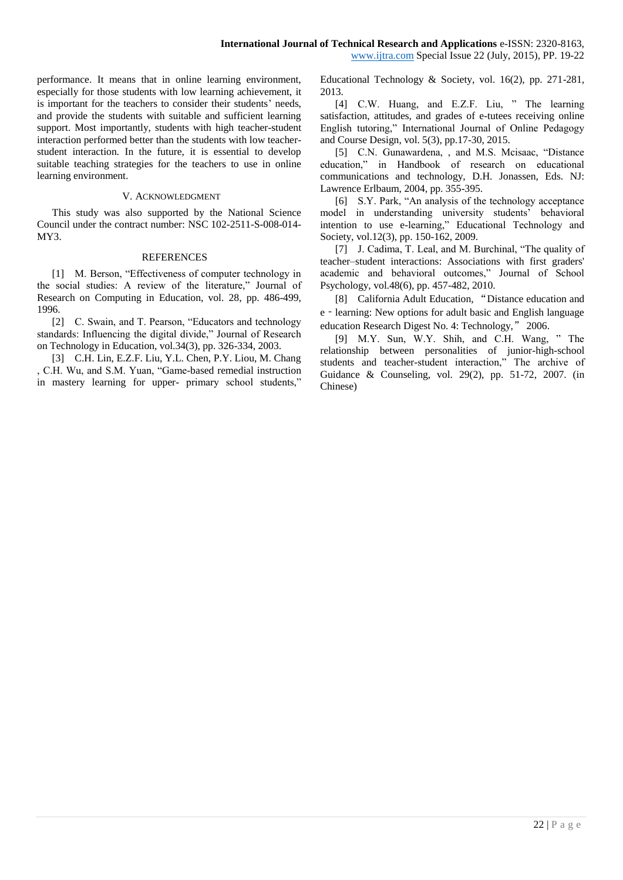performance. It means that in online learning environment, especially for those students with low learning achievement, it is important for the teachers to consider their students' needs, and provide the students with suitable and sufficient learning support. Most importantly, students with high teacher-student interaction performed better than the students with low teacher-student interaction. In the future, it is essential to develop suitable teaching strategies for the teachers to use in online learning environment.

## V. ACKNOWLEDGMENT

This study was also supported by the National Science Council under the contract number: NSC 102-2511-S-008-014-MY3.

## REFERENCES

[1] M. Berson, "Effectiveness of computer technology in the social studies: A review of the literature," Journal of Research on Computing in Education, vol. 28, pp. 486-499, 1996.

[2] C. Swain, and T. Pearson, "Educators and technology standards: Influencing the digital divide," Journal of Research on Technology in Education, vol.34(3), pp. 326-334, 2003.

[3] C.H. Lin, E.Z.F. Liu, Y.L. Chen, P.Y. Liou, M. Chang , C.H. Wu, and S.M. Yuan, "Game-based remedial instruction in mastery learning for upper- primary school students," Educational Technology & Society, vol. 16(2), pp. 271-281, 2013.

[4] C.W. Huang, and E.Z.F. Liu, " The learning satisfaction, attitudes, and grades of e-tutees receiving online English tutoring," International Journal of Online Pedagogy and Course Design, vol. 5(3), pp.17-30, 2015.

[5] C.N. Gunawardena, , and M.S. Mcisaac, "Distance education," in Handbook of research on educational communications and technology, D.H. Jonassen, Eds. NJ: Lawrence Erlbaum, 2004, pp. 355-395.

[6] S.Y. Park, "An analysis of the technology acceptance model in understanding university students' behavioral intention to use e-learning," Educational Technology and Society, vol.12(3), pp. 150-162, 2009.

[7] J. Cadima, T. Leal, and M. Burchinal, "The quality of teacher–student interactions: Associations with first graders' academic and behavioral outcomes," Journal of School Psychology, vol.48(6), pp. 457-482, 2010.

[8] California Adult Education, "Distance education and e‐learning: New options for adult basic and English language education Research Digest No. 4: Technology," 2006.

[9] M.Y. Sun, W.Y. Shih, and C.H. Wang, " The relationship between personalities of junior-high-school students and teacher-student interaction," The archive of Guidance & Counseling, vol. 29(2), pp. 51-72, 2007. (in Chinese)